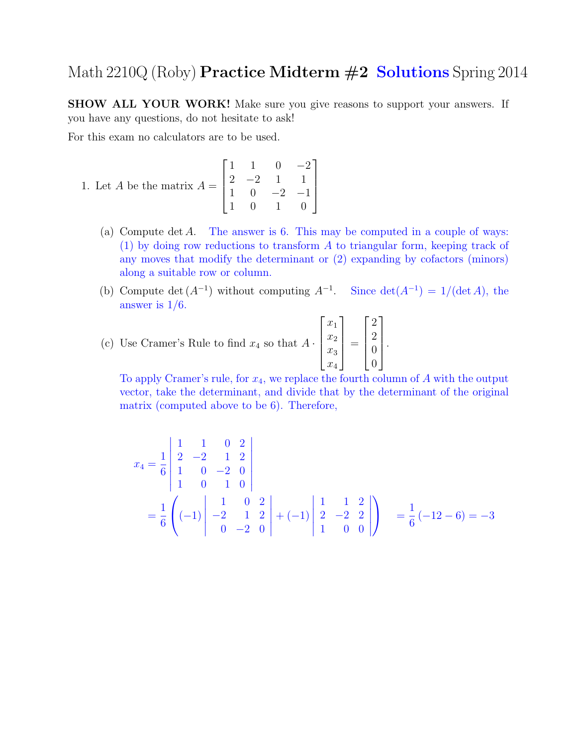# Math 2210Q (Roby) **Practice Midterm #2** **Solutions** Spring 2014

**SHOW ALL YOUR WORK!** Make sure you give reasons to support your answers. If you have any questions, do not hesitate to ask!

For this exam no calculators are to be used.

1. Let $A$ be the matrix $A = \begin{bmatrix} 1 & 1 & 0 & -2 \\ 2 & -2 & 1 & 1 \\ 1 & 0 & -2 & -1 \\ 1 & 0 & 1 & 0 \end{bmatrix}$

   (a) Compute $\det A$. The answer is 6. This may be computed in a couple of ways: (1) by doing row reductions to transform $A$ to triangular form, keeping track of any moves that modify the determinant or (2) expanding by cofactors (minors) along a suitable row or column.

   (b) Compute $\det(A^{-1})$ without computing $A^{-1}$. Since $\det(A^{-1}) = 1/(\det A)$, the answer is $1/6$.

   (c) Use Cramer's Rule to find $x_4$ so that $A \cdot \begin{bmatrix} x_1 \\ x_2 \\ x_3 \\ x_4 \end{bmatrix} = \begin{bmatrix} 2 \\ 2 \\ 0 \\ 0 \end{bmatrix}$.

   To apply Cramer's rule, for $x_4$, we replace the fourth column of $A$ with the output vector, take the determinant, and divide that by the determinant of the original matrix (computed above to be 6). Therefore,

$$x_4 = \frac{1}{6} \begin{vmatrix} 1 & 1 & 0 & 2 \\ 2 & -2 & 1 & 2 \\ 1 & 0 & -2 & 0 \\ 1 & 0 & 1 & 0 \end{vmatrix}$$

$$= \frac{1}{6}\left( (-1) \begin{vmatrix} 1 & 0 & 2 \\ -2 & 1 & 2 \\ 0 & -2 & 0 \end{vmatrix} + (-1) \begin{vmatrix} 1 & 1 & 2 \\ 2 & -2 & 2 \\ 1 & 0 & 0 \end{vmatrix} \right) \quad = \frac{1}{6}(-12 - 6) = -3$$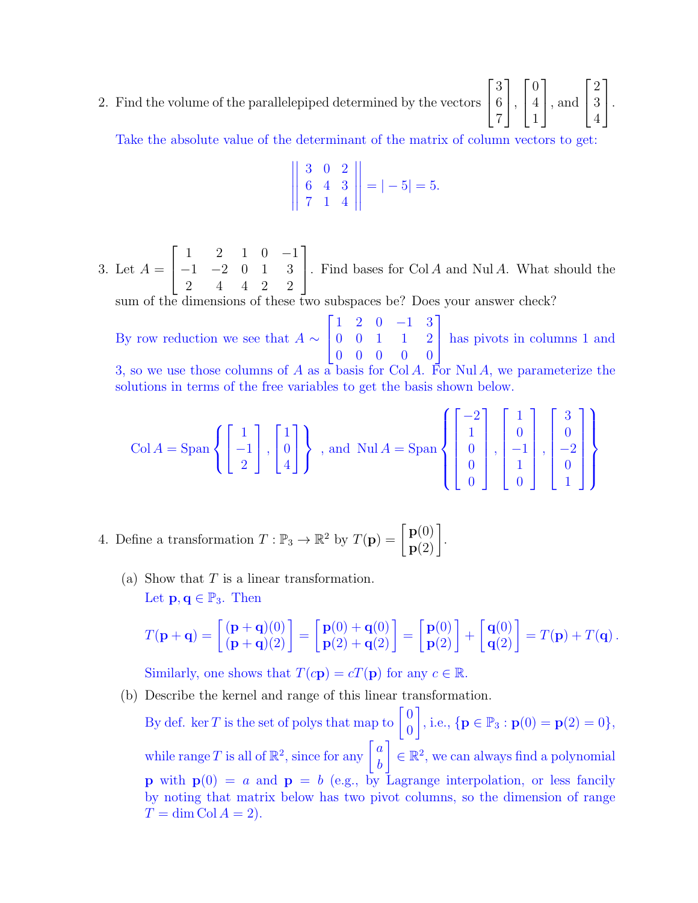2. Find the volume of the parallelepiped determined by the vectors $\begin{bmatrix} 3 \\ 6 \\ 7 \end{bmatrix}$, $\begin{bmatrix} 0 \\ 4 \\ 1 \end{bmatrix}$, and $\begin{bmatrix} 2 \\ 3 \\ 4 \end{bmatrix}$.

   Take the absolute value of the determinant of the matrix of column vectors to get:

$$\left| \begin{vmatrix} 3 & 0 & 2 \\ 6 & 4 & 3 \\ 7 & 1 & 4 \end{vmatrix} \right| = |-5| = 5.$$

3. Let $A = \begin{bmatrix} 1 & 2 & 1 & 0 & -1 \\ -1 & -2 & 0 & 1 & 3 \\ 2 & 4 & 4 & 2 & 2 \end{bmatrix}$. Find bases for $\operatorname{Col} A$ and $\operatorname{Nul} A$. What should the sum of the dimensions of these two subspaces be? Does your answer check?

   By row reduction we see that $A \sim \begin{bmatrix} 1 & 2 & 0 & -1 & 3 \\ 0 & 0 & 1 & 1 & 2 \\ 0 & 0 & 0 & 0 & 0 \end{bmatrix}$ has pivots in columns 1 and 3, so we use those columns of $A$ as a basis for $\operatorname{Col} A$. For $\operatorname{Nul} A$, we parameterize the solutions in terms of the free variables to get the basis shown below.

$$\operatorname{Col} A = \operatorname{Span}\left\{ \begin{bmatrix} 1 \\ -1 \\ 2 \end{bmatrix}, \begin{bmatrix} 1 \\ 0 \\ 4 \end{bmatrix} \right\}, \text{ and } \operatorname{Nul} A = \operatorname{Span}\left\{ \begin{bmatrix} -2 \\ 1 \\ 0 \\ 0 \\ 0 \end{bmatrix}, \begin{bmatrix} 1 \\ 0 \\ -1 \\ 1 \\ 0 \end{bmatrix}, \begin{bmatrix} 3 \\ 0 \\ -2 \\ 0 \\ 1 \end{bmatrix} \right\}$$

4. Define a transformation $T : \mathbb{P}_3 \to \mathbb{R}^2$ by $T(\mathbf{p}) = \begin{bmatrix} \mathbf{p}(0) \\ \mathbf{p}(2) \end{bmatrix}$.

   (a) Show that $T$ is a linear transformation.

   Let $\mathbf{p}, \mathbf{q} \in \mathbb{P}_3$. Then

$$T(\mathbf{p} + \mathbf{q}) = \begin{bmatrix} (\mathbf{p}+\mathbf{q})(0) \\ (\mathbf{p}+\mathbf{q})(2) \end{bmatrix} = \begin{bmatrix} \mathbf{p}(0) + \mathbf{q}(0) \\ \mathbf{p}(2) + \mathbf{q}(2) \end{bmatrix} = \begin{bmatrix} \mathbf{p}(0) \\ \mathbf{p}(2) \end{bmatrix} + \begin{bmatrix} \mathbf{q}(0) \\ \mathbf{q}(2) \end{bmatrix} = T(\mathbf{p}) + T(\mathbf{q}).$$

   Similarly, one shows that $T(c\mathbf{p}) = cT(\mathbf{p})$ for any $c \in \mathbb{R}$.

   (b) Describe the kernel and range of this linear transformation.

   By def. $\ker T$ is the set of polys that map to $\begin{bmatrix} 0 \\ 0 \end{bmatrix}$, i.e., $\{\mathbf{p} \in \mathbb{P}_3 : \mathbf{p}(0) = \mathbf{p}(2) = 0\}$, while range $T$ is all of $\mathbb{R}^2$, since for any $\begin{bmatrix} a \\ b \end{bmatrix} \in \mathbb{R}^2$, we can always find a polynomial $\mathbf{p}$ with $\mathbf{p}(0) = a$ and $\mathbf{p} = b$ (e.g., by Lagrange interpolation, or less fancily by noting that matrix below has two pivot columns, so the dimension of range $T = \dim \operatorname{Col} A = 2$).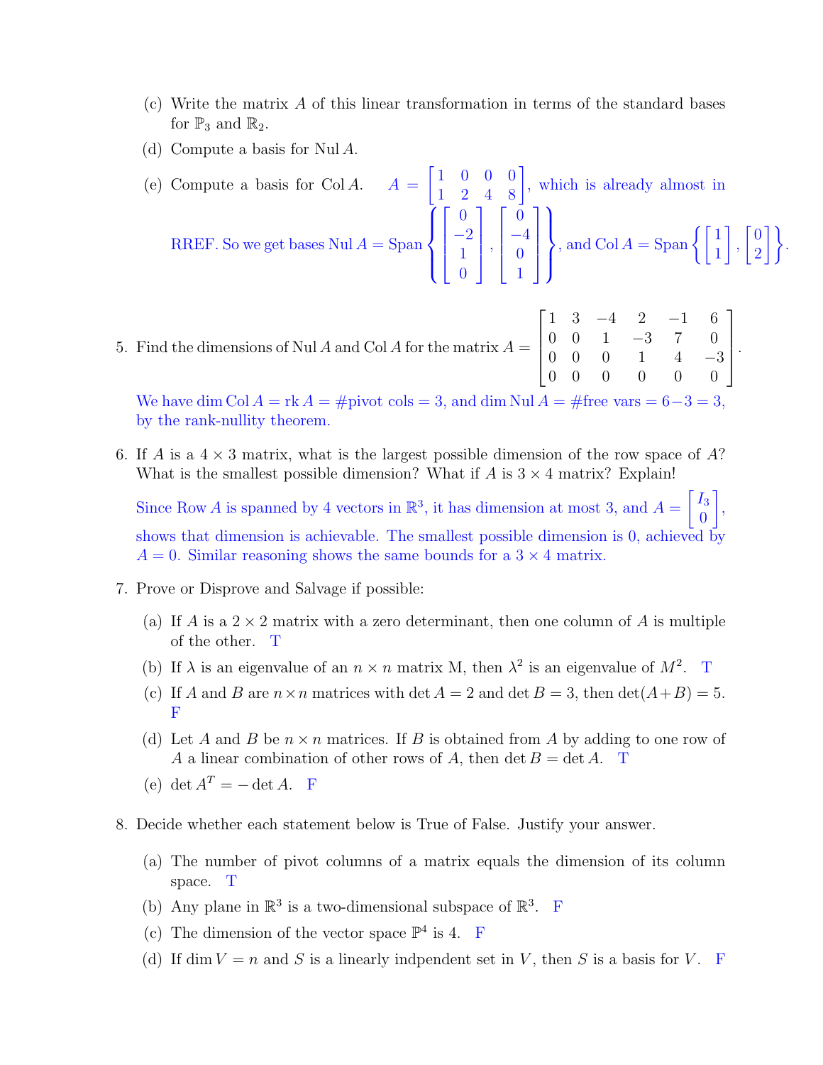(c) Write the matrix $A$ of this linear transformation in terms of the standard bases for $\mathbb{P}_3$ and $\mathbb{R}_2$.

(d) Compute a basis for $\operatorname{Nul} A$.

(e) Compute a basis for $\operatorname{Col} A$. $A = \begin{bmatrix} 1 & 0 & 0 & 0 \\ 1 & 2 & 4 & 8 \end{bmatrix}$, which is already almost in RREF. So we get bases $\operatorname{Nul} A = \operatorname{Span}\left\{ \begin{bmatrix} 0 \\ -2 \\ 1 \\ 0 \end{bmatrix}, \begin{bmatrix} 0 \\ -4 \\ 0 \\ 1 \end{bmatrix} \right\}$, and $\operatorname{Col} A = \operatorname{Span}\left\{ \begin{bmatrix} 1 \\ 1 \end{bmatrix}, \begin{bmatrix} 0 \\ 2 \end{bmatrix} \right\}$.

5. Find the dimensions of $\operatorname{Nul} A$ and $\operatorname{Col} A$ for the matrix $A = \begin{bmatrix} 1 & 3 & -4 & 2 & -1 & 6 \\ 0 & 0 & 1 & -3 & 7 & 0 \\ 0 & 0 & 0 & 1 & 4 & -3 \\ 0 & 0 & 0 & 0 & 0 & 0 \end{bmatrix}$.

   We have $\dim \operatorname{Col} A = \operatorname{rk} A = \#\text{pivot cols} = 3$, and $\dim \operatorname{Nul} A = \#\text{free vars} = 6 - 3 = 3$, by the rank-nullity theorem.

6. If $A$ is a $4 \times 3$ matrix, what is the largest possible dimension of the row space of $A$? What is the smallest possible dimension? What if $A$ is $3 \times 4$ matrix? Explain!

   Since $\operatorname{Row} A$ is spanned by 4 vectors in $\mathbb{R}^3$, it has dimension at most 3, and $A = \begin{bmatrix} I_3 \\ 0 \end{bmatrix}$, shows that dimension is achievable. The smallest possible dimension is 0, achieved by $A = 0$. Similar reasoning shows the same bounds for a $3 \times 4$ matrix.

7. Prove or Disprove and Salvage if possible:

   (a) If $A$ is a $2 \times 2$ matrix with a zero determinant, then one column of $A$ is multiple of the other. T

   (b) If $\lambda$ is an eigenvalue of an $n \times n$ matrix M, then $\lambda^2$ is an eigenvalue of $M^2$. T

   (c) If $A$ and $B$ are $n \times n$ matrices with $\det A = 2$ and $\det B = 3$, then $\det(A+B) = 5$. F

   (d) Let $A$ and $B$ be $n \times n$ matrices. If $B$ is obtained from $A$ by adding to one row of $A$ a linear combination of other rows of $A$, then $\det B = \det A$. T

   (e) $\det A^T = -\det A$. F

8. Decide whether each statement below is True of False. Justify your answer.

   (a) The number of pivot columns of a matrix equals the dimension of its column space. T

   (b) Any plane in $\mathbb{R}^3$ is a two-dimensional subspace of $\mathbb{R}^3$. F

   (c) The dimension of the vector space $\mathbb{P}^4$ is 4. F

   (d) If $\dim V = n$ and $S$ is a linearly indpendent set in $V$, then $S$ is a basis for $V$. F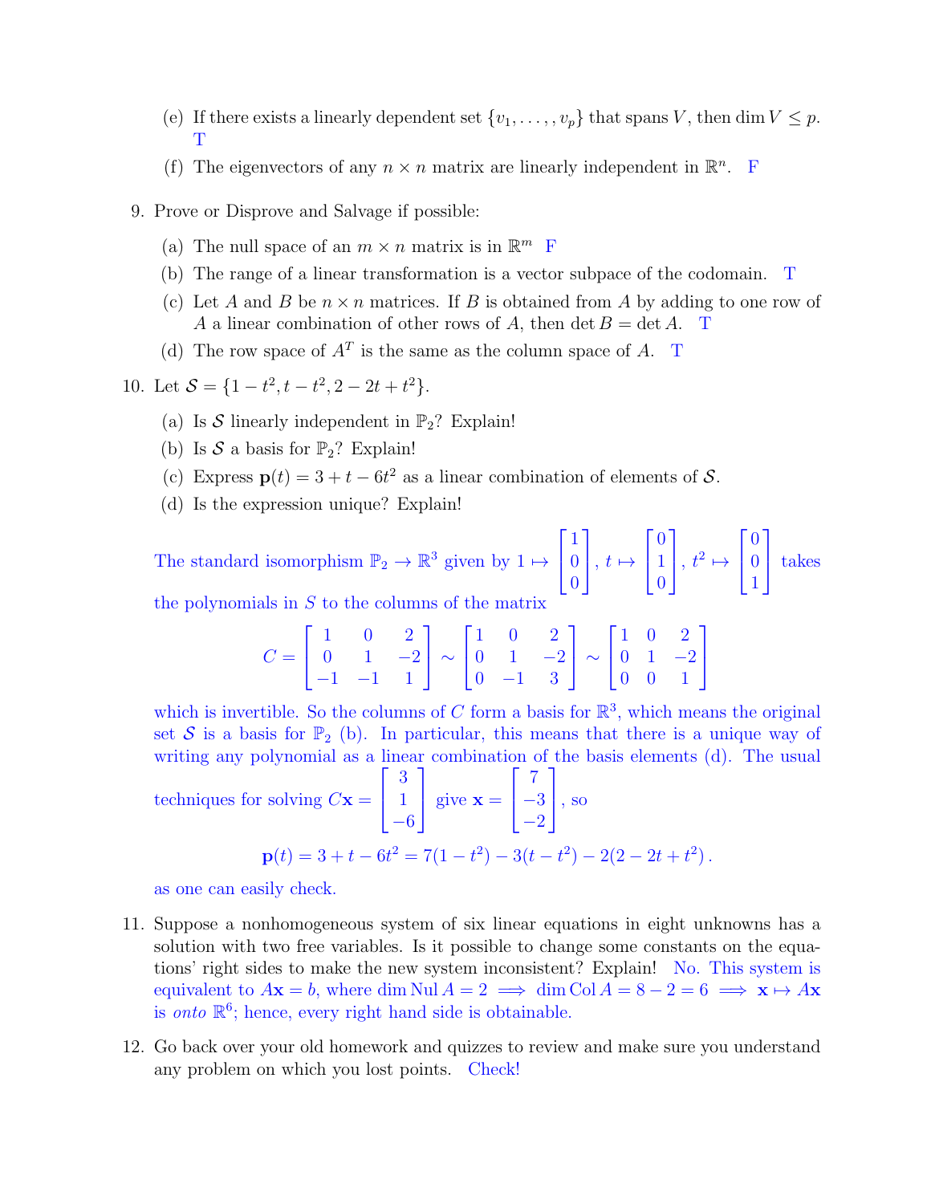(e) If there exists a linearly dependent set $\{v_1, \dots, v_p\}$ that spans $V$, then $\dim V \leq p$. T

(f) The eigenvectors of any $n \times n$ matrix are linearly independent in $\mathbb{R}^n$. F

9. Prove or Disprove and Salvage if possible:

   (a) The null space of an $m \times n$ matrix is in $\mathbb{R}^m$ F

   (b) The range of a linear transformation is a vector subpace of the codomain. T

   (c) Let $A$ and $B$ be $n \times n$ matrices. If $B$ is obtained from $A$ by adding to one row of $A$ a linear combination of other rows of $A$, then $\det B = \det A$. T

   (d) The row space of $A^T$ is the same as the column space of $A$. T

10. Let $\mathcal{S} = \{1 - t^2, t - t^2, 2 - 2t + t^2\}$.

    (a) Is $\mathcal{S}$ linearly independent in $\mathbb{P}_2$? Explain!

    (b) Is $\mathcal{S}$ a basis for $\mathbb{P}_2$? Explain!

    (c) Express $\mathbf{p}(t) = 3 + t - 6t^2$ as a linear combination of elements of $\mathcal{S}$.

    (d) Is the expression unique? Explain!

    The standard isomorphism $\mathbb{P}_2 \to \mathbb{R}^3$ given by $1 \mapsto \begin{bmatrix} 1 \\ 0 \\ 0 \end{bmatrix}$, $t \mapsto \begin{bmatrix} 0 \\ 1 \\ 0 \end{bmatrix}$, $t^2 \mapsto \begin{bmatrix} 0 \\ 0 \\ 1 \end{bmatrix}$ takes the polynomials in $S$ to the columns of the matrix

    $$C = \begin{bmatrix} 1 & 0 & 2 \\ 0 & 1 & -2 \\ -1 & -1 & 1 \end{bmatrix} \sim \begin{bmatrix} 1 & 0 & 2 \\ 0 & 1 & -2 \\ 0 & -1 & 3 \end{bmatrix} \sim \begin{bmatrix} 1 & 0 & 2 \\ 0 & 1 & -2 \\ 0 & 0 & 1 \end{bmatrix}$$

    which is invertible. So the columns of $C$ form a basis for $\mathbb{R}^3$, which means the original set $\mathcal{S}$ is a basis for $\mathbb{P}_2$ (b). In particular, this means that there is a unique way of writing any polynomial as a linear combination of the basis elements (d). The usual techniques for solving $C\mathbf{x} = \begin{bmatrix} 3 \\ 1 \\ -6 \end{bmatrix}$ give $\mathbf{x} = \begin{bmatrix} 7 \\ -3 \\ -2 \end{bmatrix}$, so

    $$\mathbf{p}(t) = 3 + t - 6t^2 = 7(1 - t^2) - 3(t - t^2) - 2(2 - 2t + t^2)\,.$$

    as one can easily check.

11. Suppose a nonhomogeneous system of six linear equations in eight unknowns has a solution with two free variables. Is it possible to change some constants on the equations' right sides to make the new system inconsistent? Explain! No. This system is equivalent to $A\mathbf{x} = b$, where $\dim \operatorname{Nul} A = 2 \implies \dim \operatorname{Col} A = 8 - 2 = 6 \implies \mathbf{x} \mapsto A\mathbf{x}$ is *onto* $\mathbb{R}^6$; hence, every right hand side is obtainable.

12. Go back over your old homework and quizzes to review and make sure you understand any problem on which you lost points. Check!